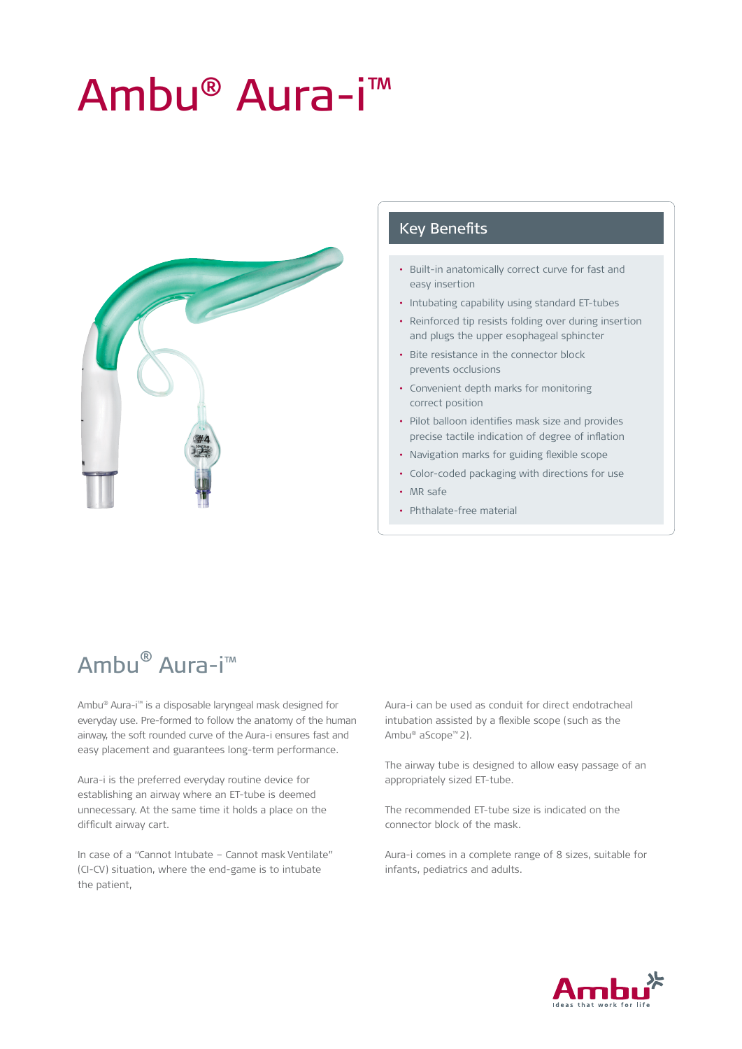# Ambu® Aura-i™

## Key Benefits

- Built-in anatomically correct curve for fast and easy insertion
- Intubating capability using standard ET-tubes
- Reinforced tip resists folding over during insertion and plugs the upper esophageal sphincter
- Bite resistance in the connector block prevents occlusions
- Convenient depth marks for monitoring correct position
- Pilot balloon identifies mask size and provides precise tactile indication of degree of inflation
- Navigation marks for guiding flexible scope
- Color-coded packaging with directions for use
- MR safe
- Phthalate-free material

## Ambu® Aura-i™

Ambu® Aura-i™ is a disposable laryngeal mask designed for everyday use. Pre-formed to follow the anatomy of the human airway, the soft rounded curve of the Aura-i ensures fast and easy placement and guarantees long-term performance.

Aura-i is the preferred everyday routine device for establishing an airway where an ET-tube is deemed unnecessary. At the same time it holds a place on the difficult airway cart.

In case of a "Cannot Intubate – Cannot mask Ventilate" (CI-CV) situation, where the end-game is to intubate the patient,

Aura-i can be used as conduit for direct endotracheal intubation assisted by a flexible scope (such as the Ambu® aScope™ 2).

The airway tube is designed to allow easy passage of an appropriately sized ET-tube.

The recommended ET-tube size is indicated on the connector block of the mask.

Aura-i comes in a complete range of 8 sizes, suitable for infants, pediatrics and adults.

Ambu
Ideas that work for life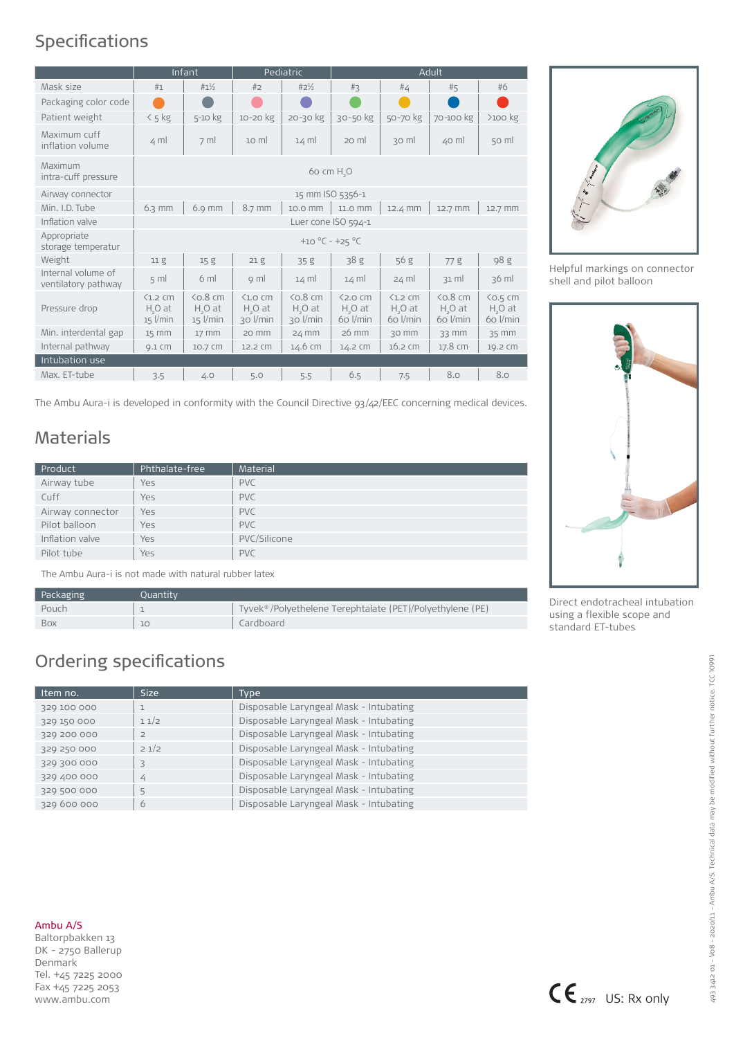## Specifications

| | Infant | | Pediatric | | Adult | | | |
|---|---|---|---|---|---|---|---|---|
| Mask size | #1 | #1½ | #2 | #2½ | #3 | #4 | #5 | #6 |
| Packaging color code | | | | | | | | |
| Patient weight | < 5 kg | 5-10 kg | 10-20 kg | 20-30 kg | 30-50 kg | 50-70 kg | 70-100 kg | >100 kg |
| Maximum cuff inflation volume | 4 ml | 7 ml | 10 ml | 14 ml | 20 ml | 30 ml | 40 ml | 50 ml |
| Maximum intra-cuff pressure | 60 cm $H_2O$ | | | | | | | |
| Airway connector | 15 mm ISO 5356-1 | | | | | | | |
| Min. I.D. Tube | 6.3 mm | 6.9 mm | 8.7 mm | 10.0 mm | 11.0 mm | 12.4 mm | 12.7 mm | 12.7 mm |
| Inflation valve | Luer cone ISO 594-1 | | | | | | | |
| Appropriate storage temperatur | +10 °C - +25 °C | | | | | | | |
| Weight | 11 g | 15 g | 21 g | 35 g | 38 g | 56 g | 77 g | 98 g |
| Internal volume of ventilatory pathway | 5 ml | 6 ml | 9 ml | 14 ml | 14 ml | 24 ml | 31 ml | 36 ml |
| Pressure drop | <1.2 cm $H_2O$ at 15 l/min | <0.8 cm $H_2O$ at 15 l/min | <1.0 cm $H_2O$ at 30 l/min | <0.8 cm $H_2O$ at 30 l/min | <2.0 cm $H_2O$ at 60 l/min | <1.2 cm $H_2O$ at 60 l/min | <0.8 cm $H_2O$ at 60 l/min | <0.5 cm $H_2O$ at 60 l/min |
| Min. interdental gap | 15 mm | 17 mm | 20 mm | 24 mm | 26 mm | 30 mm | 33 mm | 35 mm |
| Internal pathway | 9.1 cm | 10.7 cm | 12.2 cm | 14.6 cm | 14.2 cm | 16.2 cm | 17.8 cm | 19.2 cm |
| **Intubation use** | | | | | | | | |
| Max. ET-tube | 3.5 | 4.0 | 5.0 | 5.5 | 6.5 | 7.5 | 8.0 | 8.0 |

The Ambu Aura-i is developed in conformity with the Council Directive 93/42/EEC concerning medical devices.

Helpful markings on connector shell and pilot balloon

## Materials

| Product | Phthalate-free | Material |
|---|---|---|
| Airway tube | Yes | PVC |
| Cuff | Yes | PVC |
| Airway connector | Yes | PVC |
| Pilot balloon | Yes | PVC |
| Inflation valve | Yes | PVC/Silicone |
| Pilot tube | Yes | PVC |

The Ambu Aura-i is not made with natural rubber latex

| Packaging | Quantity | |
|---|---|---|
| Pouch | 1 | Tyvek® /Polyethelene Terephtalate (PET)/Polyethylene (PE) |
| Box | 10 | Cardboard |

Direct endotracheal intubation using a flexible scope and standard ET-tubes

## Ordering specifications

| Item no. | Size | Type |
|---|---|---|
| 329 100 000 | 1 | Disposable Laryngeal Mask - Intubating |
| 329 150 000 | 1 1/2 | Disposable Laryngeal Mask - Intubating |
| 329 200 000 | 2 | Disposable Laryngeal Mask - Intubating |
| 329 250 000 | 2 1/2 | Disposable Laryngeal Mask - Intubating |
| 329 300 000 | 3 | Disposable Laryngeal Mask - Intubating |
| 329 400 000 | 4 | Disposable Laryngeal Mask - Intubating |
| 329 500 000 | 5 | Disposable Laryngeal Mask - Intubating |
| 329 600 000 | 6 | Disposable Laryngeal Mask - Intubating |

**Ambu A/S**
Baltorpbakken 13
DK - 2750 Ballerup
Denmark
Tel. +45 7225 2000
Fax +45 7225 2053
www.ambu.com

CE 2797 US: Rx only

493 3412 01 - V08 - 2020/11 - Ambu A/S. Technical data may be modified without further notice. TCC 10991